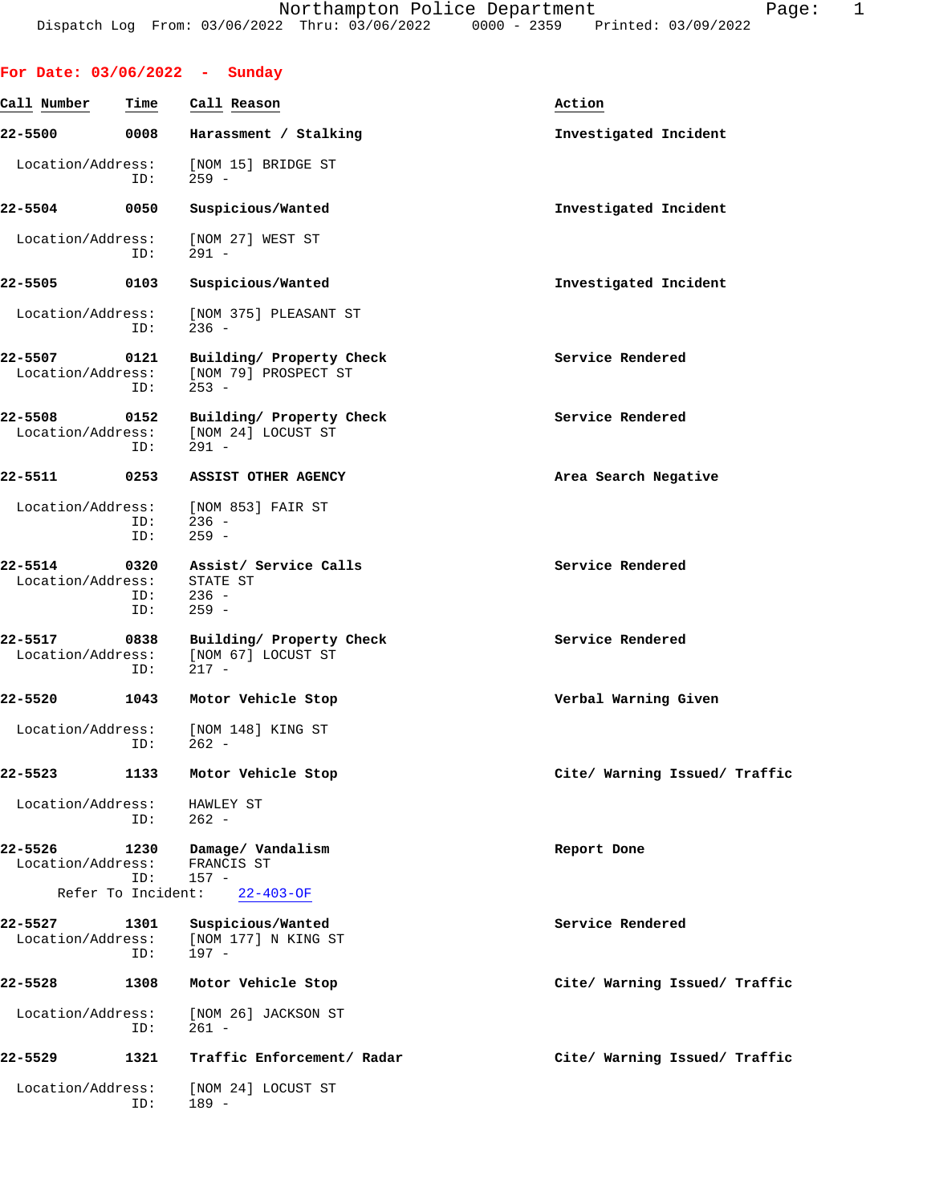Dispatch Log From: 03/06/2022 Thru: 03/06/2022 0000 - 2359 Printed: 03/09/2022

## For Date: 03/06/2022 - Sunday

| Call Number | Time | Call Reason | Action |
|---|---|---|---|
| 22-5500 | 0008 | Harassment / Stalking | Investigated Incident |

Location/Address: [NOM 15] BRIDGE ST
ID: 259 -

| Call Number | Time | Call Reason | Action |
|---|---|---|---|
| 22-5504 | 0050 | Suspicious/Wanted | Investigated Incident |

Location/Address: [NOM 27] WEST ST
ID: 291 -

| Call Number | Time | Call Reason | Action |
|---|---|---|---|
| 22-5505 | 0103 | Suspicious/Wanted | Investigated Incident |

Location/Address: [NOM 375] PLEASANT ST
ID: 236 -

| Call Number | Time | Call Reason | Action |
|---|---|---|---|
| 22-5507 | 0121 | Building/ Property Check | Service Rendered |

Location/Address: [NOM 79] PROSPECT ST
ID: 253 -

| Call Number | Time | Call Reason | Action |
|---|---|---|---|
| 22-5508 | 0152 | Building/ Property Check | Service Rendered |

Location/Address: [NOM 24] LOCUST ST
ID: 291 -

| Call Number | Time | Call Reason | Action |
|---|---|---|---|
| 22-5511 | 0253 | ASSIST OTHER AGENCY | Area Search Negative |

Location/Address: [NOM 853] FAIR ST
ID: 236 -
ID: 259 -

| Call Number | Time | Call Reason | Action |
|---|---|---|---|
| 22-5514 | 0320 | Assist/ Service Calls | Service Rendered |

Location/Address: STATE ST
ID: 236 -
ID: 259 -

| Call Number | Time | Call Reason | Action |
|---|---|---|---|
| 22-5517 | 0838 | Building/ Property Check | Service Rendered |

Location/Address: [NOM 67] LOCUST ST
ID: 217 -

| Call Number | Time | Call Reason | Action |
|---|---|---|---|
| 22-5520 | 1043 | Motor Vehicle Stop | Verbal Warning Given |

Location/Address: [NOM 148] KING ST
ID: 262 -

| Call Number | Time | Call Reason | Action |
|---|---|---|---|
| 22-5523 | 1133 | Motor Vehicle Stop | Cite/ Warning Issued/ Traffic |

Location/Address: HAWLEY ST
ID: 262 -

| Call Number | Time | Call Reason | Action |
|---|---|---|---|
| 22-5526 | 1230 | Damage/ Vandalism | Report Done |

Location/Address: FRANCIS ST
ID: 157 -
Refer To Incident: 22-403-OF

| Call Number | Time | Call Reason | Action |
|---|---|---|---|
| 22-5527 | 1301 | Suspicious/Wanted | Service Rendered |

Location/Address: [NOM 177] N KING ST
ID: 197 -

| Call Number | Time | Call Reason | Action |
|---|---|---|---|
| 22-5528 | 1308 | Motor Vehicle Stop | Cite/ Warning Issued/ Traffic |

Location/Address: [NOM 26] JACKSON ST
ID: 261 -

| Call Number | Time | Call Reason | Action |
|---|---|---|---|
| 22-5529 | 1321 | Traffic Enforcement/ Radar | Cite/ Warning Issued/ Traffic |

Location/Address: [NOM 24] LOCUST ST
ID: 189 -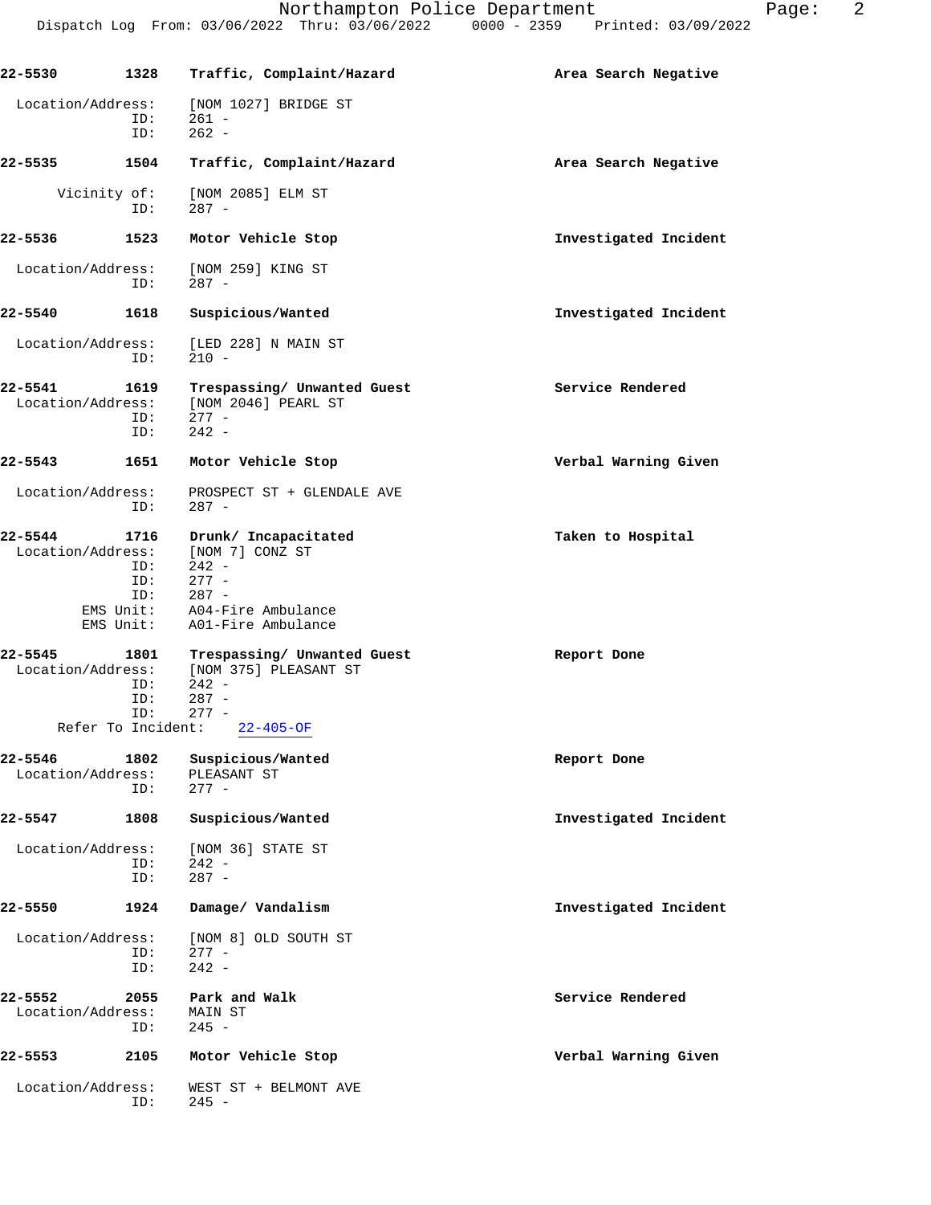22-5530 1328 Traffic, Complaint/Hazard Area Search Negative

Location/Address: [NOM 1027] BRIDGE ST
ID: 261 -
ID: 262 -

22-5535 1504 Traffic, Complaint/Hazard Area Search Negative

Vicinity of: [NOM 2085] ELM ST
ID: 287 -

22-5536 1523 Motor Vehicle Stop Investigated Incident

Location/Address: [NOM 259] KING ST
ID: 287 -

22-5540 1618 Suspicious/Wanted Investigated Incident

Location/Address: [LED 228] N MAIN ST
ID: 210 -

22-5541 1619 Trespassing/ Unwanted Guest Service Rendered
Location/Address: [NOM 2046] PEARL ST
ID: 277 -
ID: 242 -

22-5543 1651 Motor Vehicle Stop Verbal Warning Given

Location/Address: PROSPECT ST + GLENDALE AVE
ID: 287 -

22-5544 1716 Drunk/ Incapacitated Taken to Hospital
Location/Address: [NOM 7] CONZ ST
ID: 242 -
ID: 277 -
ID: 287 -
EMS Unit: A04-Fire Ambulance
EMS Unit: A01-Fire Ambulance

22-5545 1801 Trespassing/ Unwanted Guest Report Done
Location/Address: [NOM 375] PLEASANT ST
ID: 242 -
ID: 287 -
ID: 277 -
Refer To Incident: 22-405-OF

22-5546 1802 Suspicious/Wanted Report Done
Location/Address: PLEASANT ST
ID: 277 -

22-5547 1808 Suspicious/Wanted Investigated Incident

Location/Address: [NOM 36] STATE ST
ID: 242 -
ID: 287 -

22-5550 1924 Damage/ Vandalism Investigated Incident

Location/Address: [NOM 8] OLD SOUTH ST
ID: 277 -
ID: 242 -

22-5552 2055 Park and Walk Service Rendered
Location/Address: MAIN ST
ID: 245 -

22-5553 2105 Motor Vehicle Stop Verbal Warning Given

Location/Address: WEST ST + BELMONT AVE
ID: 245 -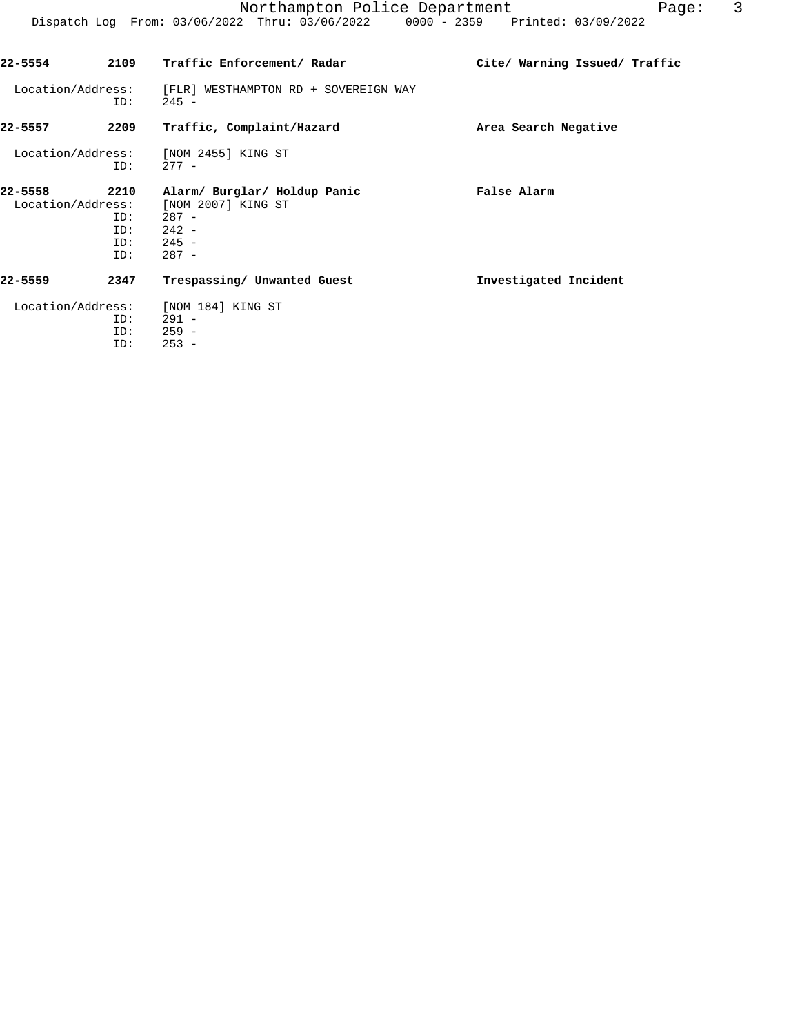**22-5554 2109 Traffic Enforcement/ Radar** **Cite/ Warning Issued/ Traffic**

Location/Address: [FLR] WESTHAMPTON RD + SOVEREIGN WAY
ID: 245 -

**22-5557 2209 Traffic, Complaint/Hazard** **Area Search Negative**

Location/Address: [NOM 2455] KING ST
ID: 277 -

**22-5558 2210 Alarm/ Burglar/ Holdup Panic** **False Alarm**

Location/Address: [NOM 2007] KING ST
ID: 287 -
ID: 242 -
ID: 245 -
ID: 287 -

**22-5559 2347 Trespassing/ Unwanted Guest** **Investigated Incident**

Location/Address: [NOM 184] KING ST
ID: 291 -
ID: 259 -
ID: 253 -